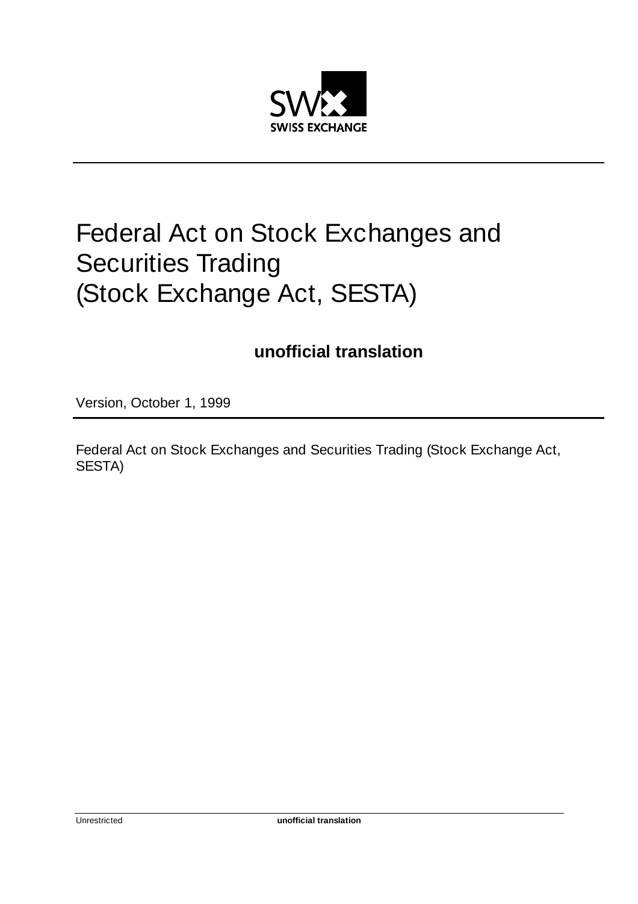SWISS EXCHANGE

# Federal Act on Stock Exchanges and Securities Trading (Stock Exchange Act, SESTA)

**unofficial translation**

Version, October 1, 1999

Federal Act on Stock Exchanges and Securities Trading (Stock Exchange Act, SESTA)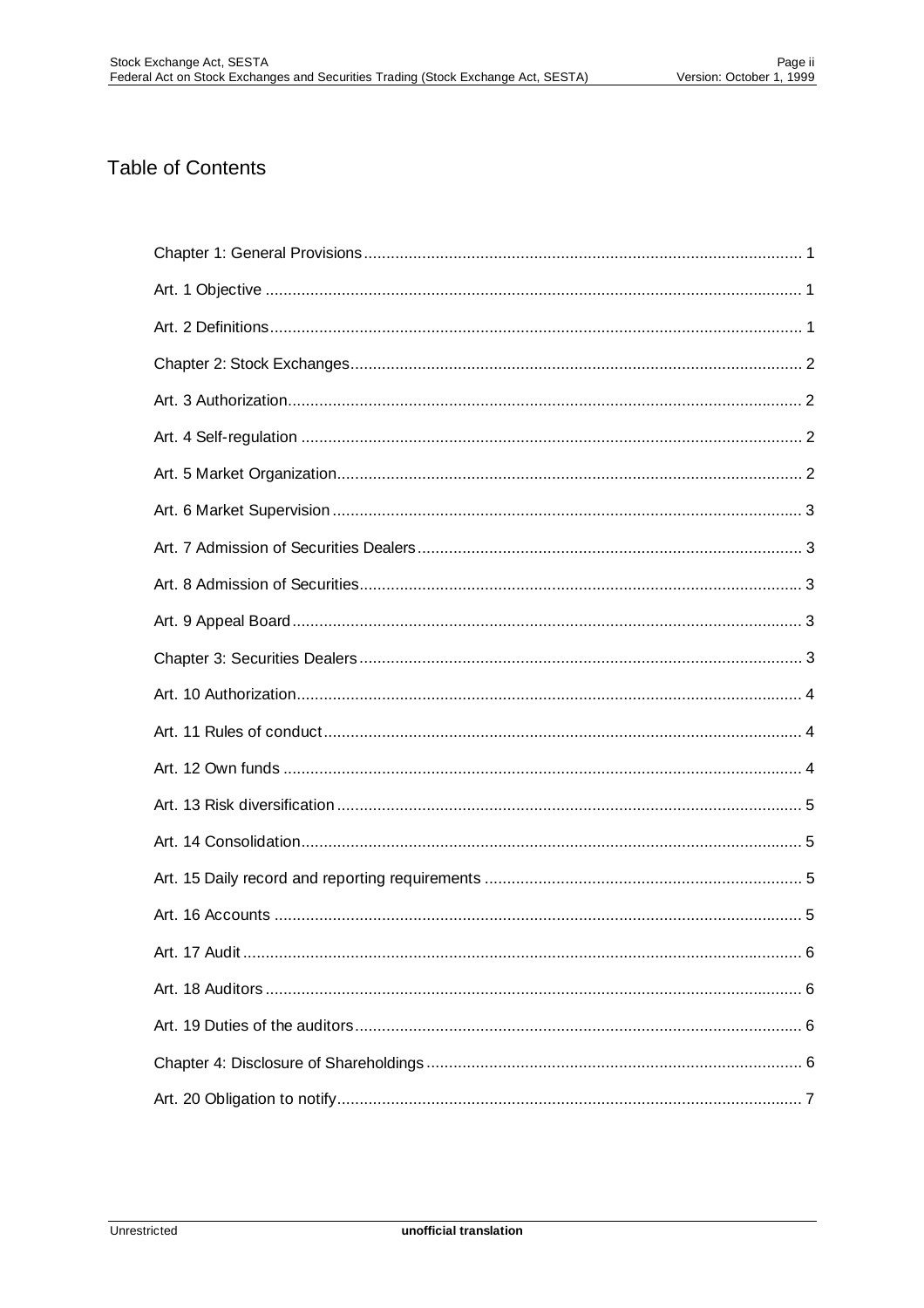# Table of Contents

Chapter 1: General Provisions .......... 1

Art. 1 Objective .......... 1

Art. 2 Definitions .......... 1

Chapter 2: Stock Exchanges .......... 2

Art. 3 Authorization .......... 2

Art. 4 Self-regulation .......... 2

Art. 5 Market Organization .......... 2

Art. 6 Market Supervision .......... 3

Art. 7 Admission of Securities Dealers .......... 3

Art. 8 Admission of Securities .......... 3

Art. 9 Appeal Board .......... 3

Chapter 3: Securities Dealers .......... 3

Art. 10 Authorization .......... 4

Art. 11 Rules of conduct .......... 4

Art. 12 Own funds .......... 4

Art. 13 Risk diversification .......... 5

Art. 14 Consolidation .......... 5

Art. 15 Daily record and reporting requirements .......... 5

Art. 16 Accounts .......... 5

Art. 17 Audit .......... 6

Art. 18 Auditors .......... 6

Art. 19 Duties of the auditors .......... 6

Chapter 4: Disclosure of Shareholdings .......... 6

Art. 20 Obligation to notify .......... 7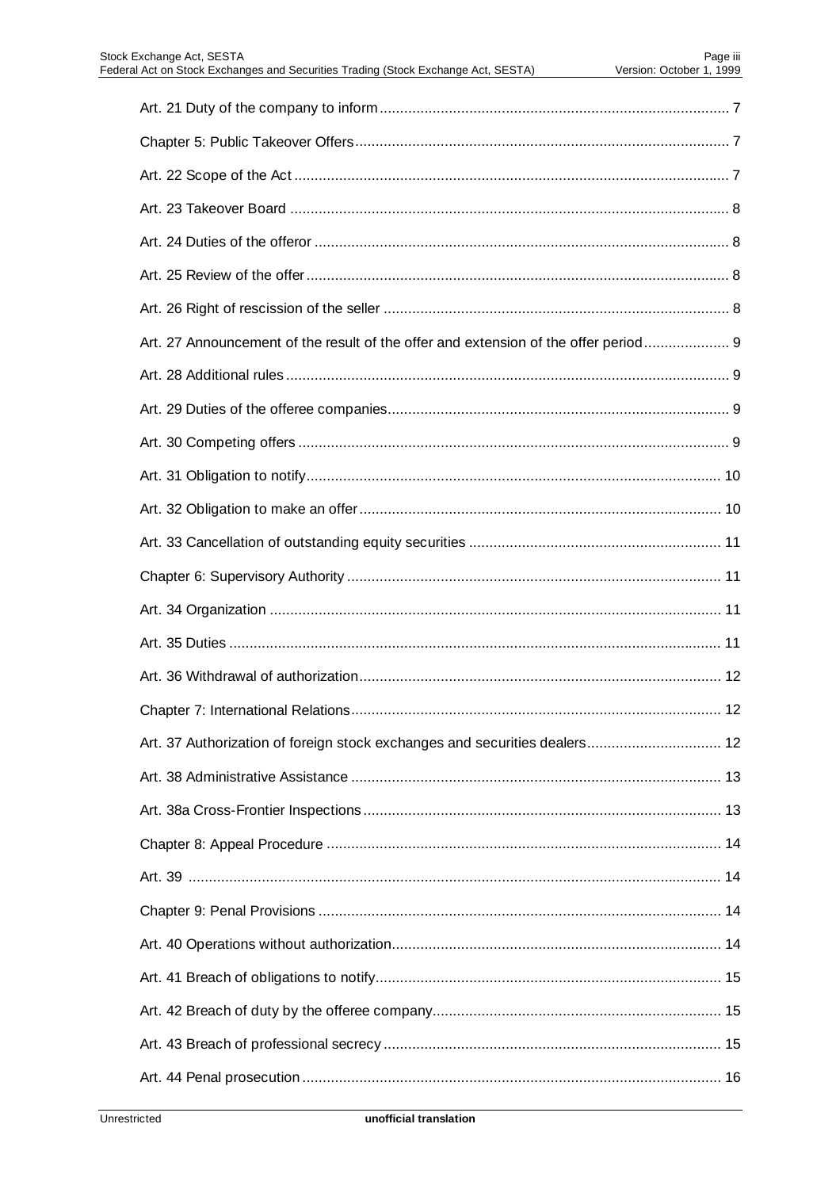Art. 21 Duty of the company to inform ..................... 7

Chapter 5: Public Takeover Offers ..................... 7

Art. 22 Scope of the Act ..................... 7

Art. 23 Takeover Board ..................... 8

Art. 24 Duties of the offeror ..................... 8

Art. 25 Review of the offer ..................... 8

Art. 26 Right of rescission of the seller ..................... 8

Art. 27 Announcement of the result of the offer and extension of the offer period ..................... 9

Art. 28 Additional rules ..................... 9

Art. 29 Duties of the offeree companies ..................... 9

Art. 30 Competing offers ..................... 9

Art. 31 Obligation to notify ..................... 10

Art. 32 Obligation to make an offer ..................... 10

Art. 33 Cancellation of outstanding equity securities ..................... 11

Chapter 6: Supervisory Authority ..................... 11

Art. 34 Organization ..................... 11

Art. 35 Duties ..................... 11

Art. 36 Withdrawal of authorization ..................... 12

Chapter 7: International Relations ..................... 12

Art. 37 Authorization of foreign stock exchanges and securities dealers ..................... 12

Art. 38 Administrative Assistance ..................... 13

Art. 38a Cross-Frontier Inspections ..................... 13

Chapter 8: Appeal Procedure ..................... 14

Art. 39 ..................... 14

Chapter 9: Penal Provisions ..................... 14

Art. 40 Operations without authorization ..................... 14

Art. 41 Breach of obligations to notify ..................... 15

Art. 42 Breach of duty by the offeree company ..................... 15

Art. 43 Breach of professional secrecy ..................... 15

Art. 44 Penal prosecution ..................... 16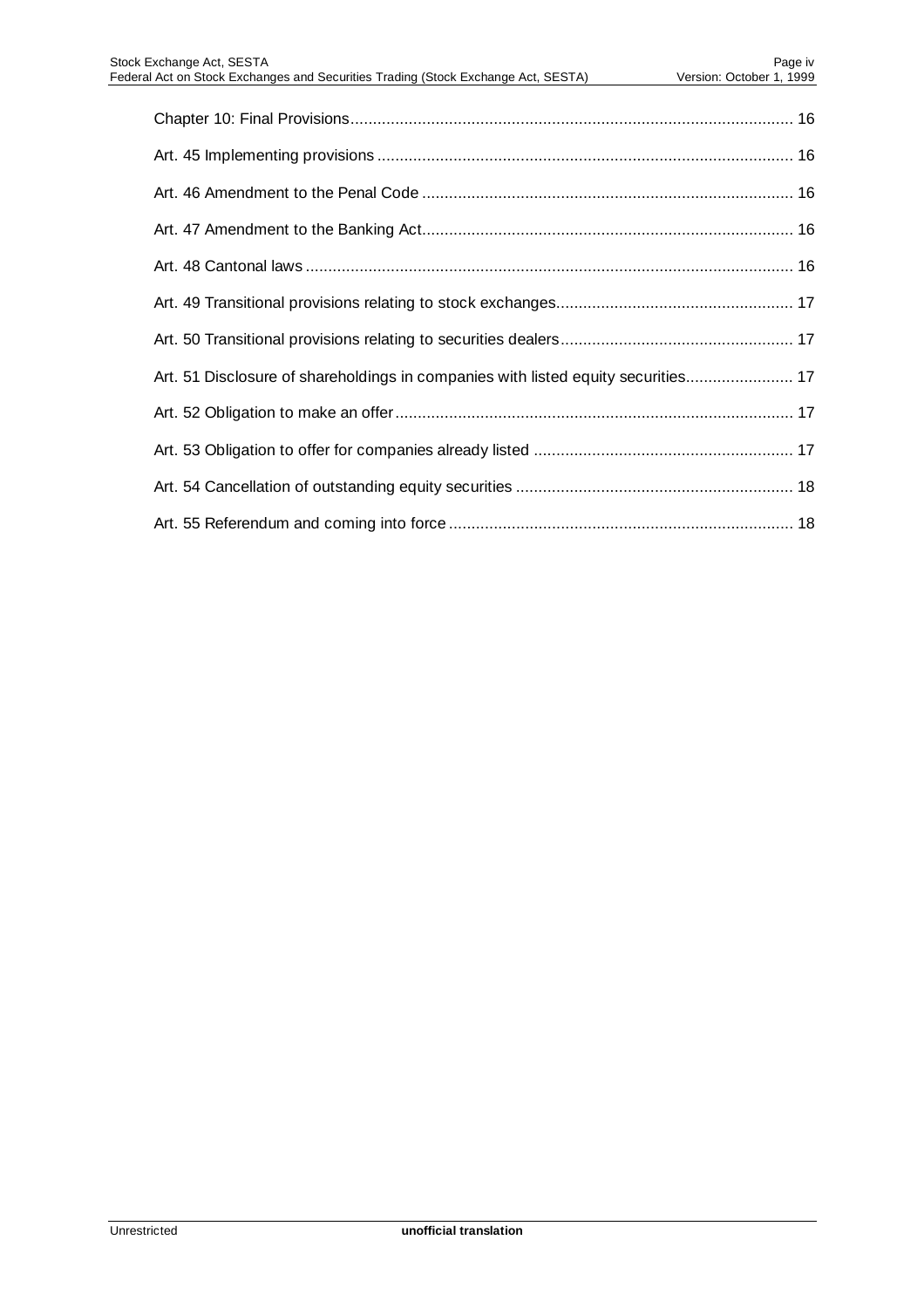Chapter 10: Final Provisions .................................................................................................. 16

Art. 45 Implementing provisions ............................................................................................ 16

Art. 46 Amendment to the Penal Code .................................................................................. 16

Art. 47 Amendment to the Banking Act.................................................................................. 16

Art. 48 Cantonal laws ............................................................................................................ 16

Art. 49 Transitional provisions relating to stock exchanges.................................................... 17

Art. 50 Transitional provisions relating to securities dealers................................................... 17

Art. 51 Disclosure of shareholdings in companies with listed equity securities........................ 17

Art. 52 Obligation to make an offer ........................................................................................ 17

Art. 53 Obligation to offer for companies already listed ......................................................... 17

Art. 54 Cancellation of outstanding equity securities ............................................................. 18

Art. 55 Referendum and coming into force ............................................................................ 18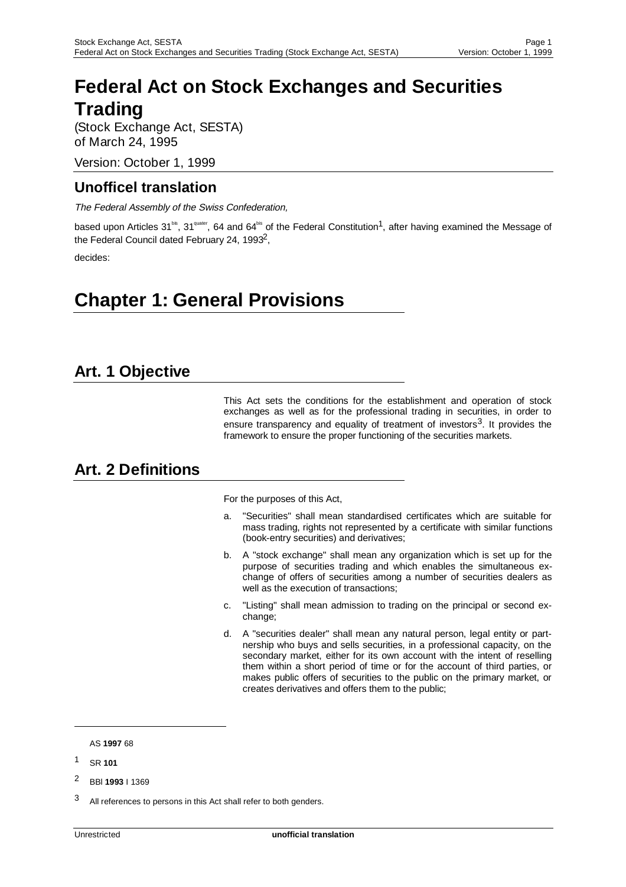# Federal Act on Stock Exchanges and Securities Trading

(Stock Exchange Act, SESTA)
of March 24, 1995

Version: October 1, 1999

## Unofficel translation

*The Federal Assembly of the Swiss Confederation,*

based upon Articles 31[bis], 31[quater], 64 and 64[bis] of the Federal Constitution[1], after having examined the Message of the Federal Council dated February 24, 1993[2],

decides:

# Chapter 1: General Provisions

## Art. 1 Objective

This Act sets the conditions for the establishment and operation of stock exchanges as well as for the professional trading in securities, in order to ensure transparency and equality of treatment of investors[3]. It provides the framework to ensure the proper functioning of the securities markets.

## Art. 2 Definitions

For the purposes of this Act,

a. "Securities" shall mean standardised certificates which are suitable for mass trading, rights not represented by a certificate with similar functions (book-entry securities) and derivatives;

b. A "stock exchange" shall mean any organization which is set up for the purpose of securities trading and which enables the simultaneous exchange of offers of securities among a number of securities dealers as well as the execution of transactions;

c. "Listing" shall mean admission to trading on the principal or second exchange;

d. A "securities dealer" shall mean any natural person, legal entity or partnership who buys and sells securities, in a professional capacity, on the secondary market, either for its own account with the intent of reselling them within a short period of time or for the account of third parties, or makes public offers of securities to the public on the primary market, or creates derivatives and offers them to the public;

---

AS **1997** 68

[1] SR **101**

[2] BBl **1993** I 1369

[3] All references to persons in this Act shall refer to both genders.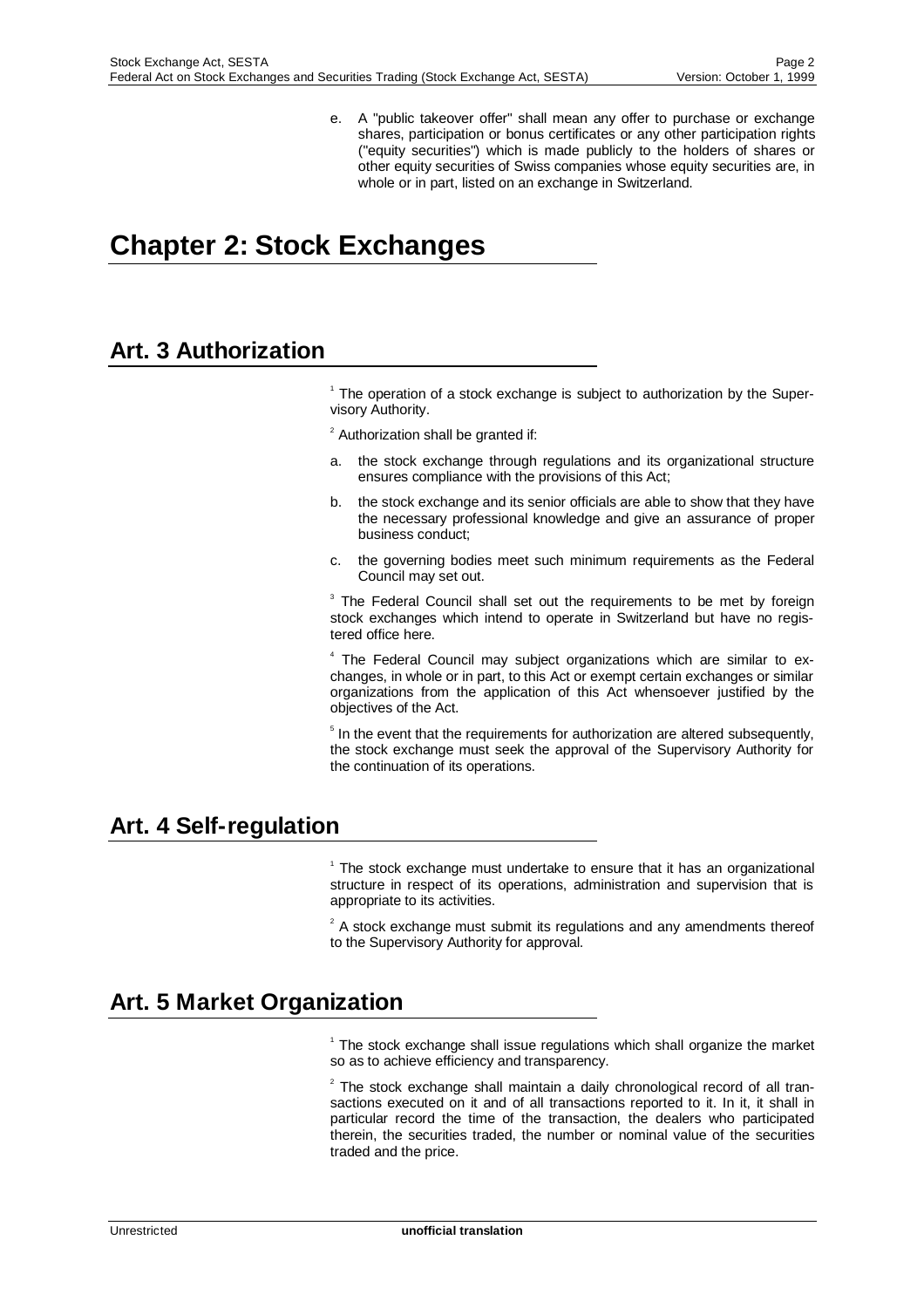e. A "public takeover offer" shall mean any offer to purchase or exchange shares, participation or bonus certificates or any other participation rights ("equity securities") which is made publicly to the holders of shares or other equity securities of Swiss companies whose equity securities are, in whole or in part, listed on an exchange in Switzerland.

# Chapter 2: Stock Exchanges

## Art. 3 Authorization

[1] The operation of a stock exchange is subject to authorization by the Supervisory Authority.

[2] Authorization shall be granted if:

a. the stock exchange through regulations and its organizational structure ensures compliance with the provisions of this Act;

b. the stock exchange and its senior officials are able to show that they have the necessary professional knowledge and give an assurance of proper business conduct;

c. the governing bodies meet such minimum requirements as the Federal Council may set out.

[3] The Federal Council shall set out the requirements to be met by foreign stock exchanges which intend to operate in Switzerland but have no registered office here.

[4] The Federal Council may subject organizations which are similar to exchanges, in whole or in part, to this Act or exempt certain exchanges or similar organizations from the application of this Act whensoever justified by the objectives of the Act.

[5] In the event that the requirements for authorization are altered subsequently, the stock exchange must seek the approval of the Supervisory Authority for the continuation of its operations.

## Art. 4 Self-regulation

[1] The stock exchange must undertake to ensure that it has an organizational structure in respect of its operations, administration and supervision that is appropriate to its activities.

[2] A stock exchange must submit its regulations and any amendments thereof to the Supervisory Authority for approval.

## Art. 5 Market Organization

[1] The stock exchange shall issue regulations which shall organize the market so as to achieve efficiency and transparency.

[2] The stock exchange shall maintain a daily chronological record of all transactions executed on it and of all transactions reported to it. In it, it shall in particular record the time of the transaction, the dealers who participated therein, the securities traded, the number or nominal value of the securities traded and the price.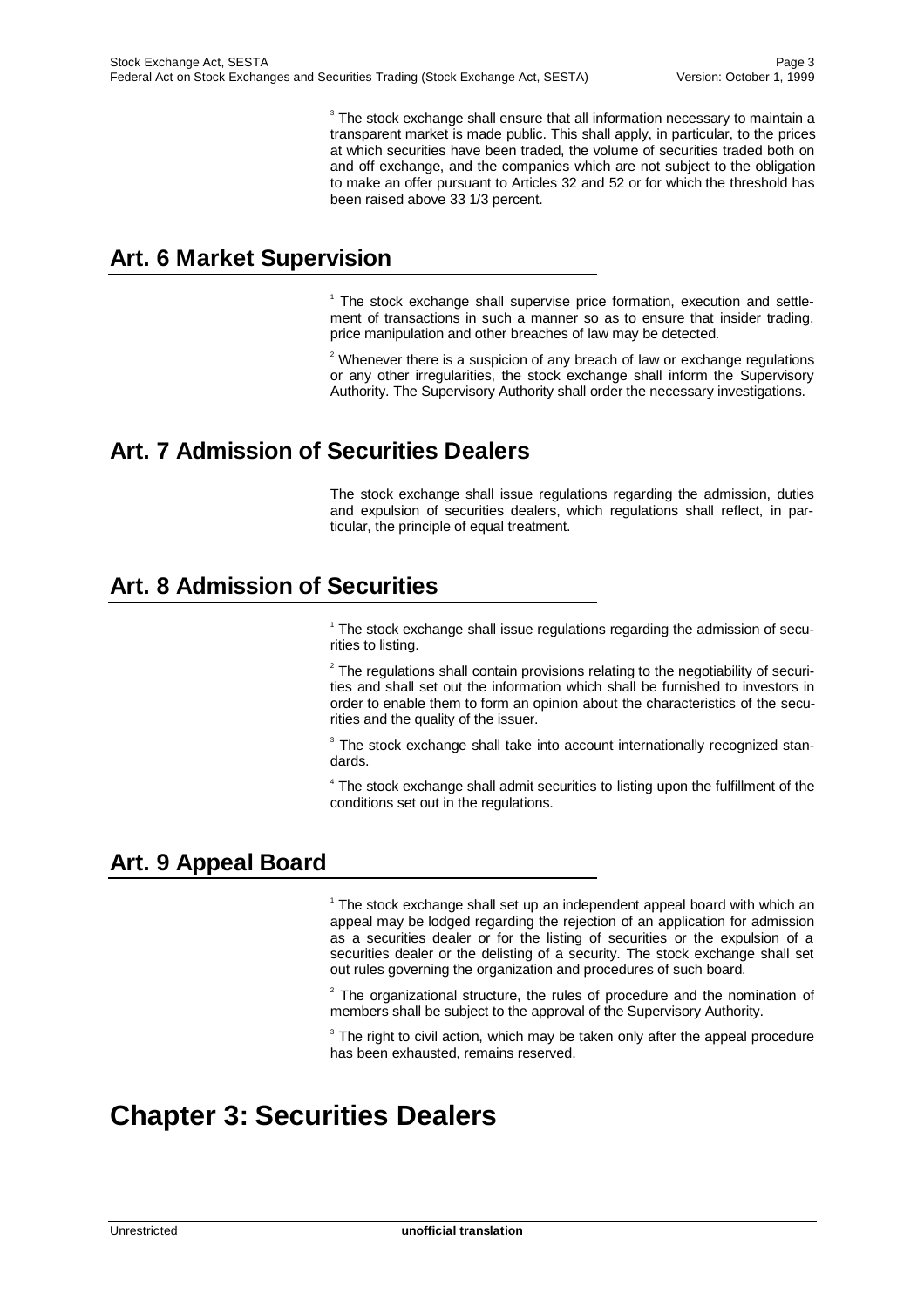[3] The stock exchange shall ensure that all information necessary to maintain a transparent market is made public. This shall apply, in particular, to the prices at which securities have been traded, the volume of securities traded both on and off exchange, and the companies which are not subject to the obligation to make an offer pursuant to Articles 32 and 52 or for which the threshold has been raised above 33 1/3 percent.

## Art. 6 Market Supervision

[1] The stock exchange shall supervise price formation, execution and settlement of transactions in such a manner so as to ensure that insider trading, price manipulation and other breaches of law may be detected.

[2] Whenever there is a suspicion of any breach of law or exchange regulations or any other irregularities, the stock exchange shall inform the Supervisory Authority. The Supervisory Authority shall order the necessary investigations.

## Art. 7 Admission of Securities Dealers

The stock exchange shall issue regulations regarding the admission, duties and expulsion of securities dealers, which regulations shall reflect, in particular, the principle of equal treatment.

## Art. 8 Admission of Securities

[1] The stock exchange shall issue regulations regarding the admission of securities to listing.

[2] The regulations shall contain provisions relating to the negotiability of securities and shall set out the information which shall be furnished to investors in order to enable them to form an opinion about the characteristics of the securities and the quality of the issuer.

[3] The stock exchange shall take into account internationally recognized standards.

[4] The stock exchange shall admit securities to listing upon the fulfillment of the conditions set out in the regulations.

## Art. 9 Appeal Board

[1] The stock exchange shall set up an independent appeal board with which an appeal may be lodged regarding the rejection of an application for admission as a securities dealer or for the listing of securities or the expulsion of a securities dealer or the delisting of a security. The stock exchange shall set out rules governing the organization and procedures of such board.

[2] The organizational structure, the rules of procedure and the nomination of members shall be subject to the approval of the Supervisory Authority.

[3] The right to civil action, which may be taken only after the appeal procedure has been exhausted, remains reserved.

# Chapter 3: Securities Dealers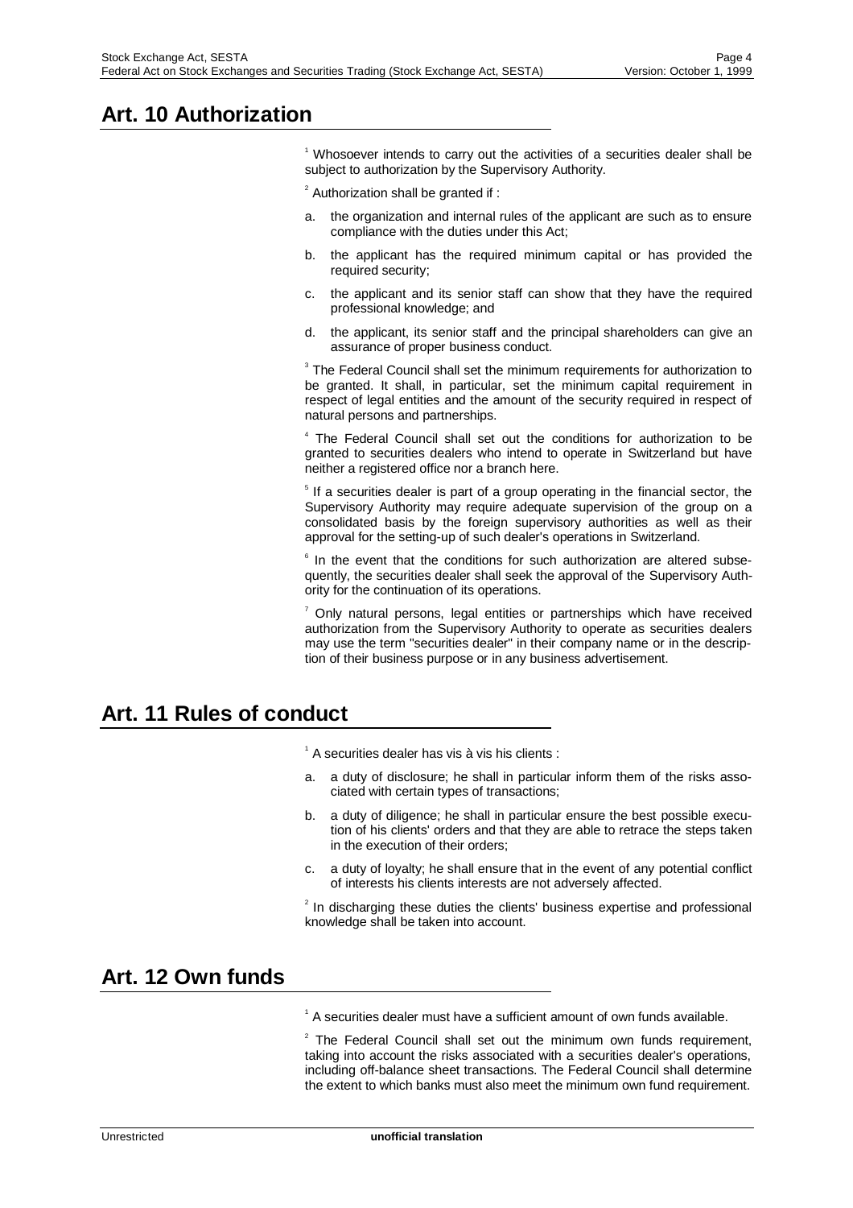## Art. 10 Authorization

[1] Whosoever intends to carry out the activities of a securities dealer shall be subject to authorization by the Supervisory Authority.

[2] Authorization shall be granted if :

a. the organization and internal rules of the applicant are such as to ensure compliance with the duties under this Act;

b. the applicant has the required minimum capital or has provided the required security;

c. the applicant and its senior staff can show that they have the required professional knowledge; and

d. the applicant, its senior staff and the principal shareholders can give an assurance of proper business conduct.

[3] The Federal Council shall set the minimum requirements for authorization to be granted. It shall, in particular, set the minimum capital requirement in respect of legal entities and the amount of the security required in respect of natural persons and partnerships.

[4] The Federal Council shall set out the conditions for authorization to be granted to securities dealers who intend to operate in Switzerland but have neither a registered office nor a branch here.

[5] If a securities dealer is part of a group operating in the financial sector, the Supervisory Authority may require adequate supervision of the group on a consolidated basis by the foreign supervisory authorities as well as their approval for the setting-up of such dealer's operations in Switzerland.

[6] In the event that the conditions for such authorization are altered subsequently, the securities dealer shall seek the approval of the Supervisory Authority for the continuation of its operations.

[7] Only natural persons, legal entities or partnerships which have received authorization from the Supervisory Authority to operate as securities dealers may use the term "securities dealer" in their company name or in the description of their business purpose or in any business advertisement.

## Art. 11 Rules of conduct

[1] A securities dealer has vis à vis his clients :

a. a duty of disclosure; he shall in particular inform them of the risks associated with certain types of transactions;

b. a duty of diligence; he shall in particular ensure the best possible execution of his clients' orders and that they are able to retrace the steps taken in the execution of their orders;

c. a duty of loyalty; he shall ensure that in the event of any potential conflict of interests his clients interests are not adversely affected.

[2] In discharging these duties the clients' business expertise and professional knowledge shall be taken into account.

## Art. 12 Own funds

[1] A securities dealer must have a sufficient amount of own funds available.

[2] The Federal Council shall set out the minimum own funds requirement, taking into account the risks associated with a securities dealer's operations, including off-balance sheet transactions. The Federal Council shall determine the extent to which banks must also meet the minimum own fund requirement.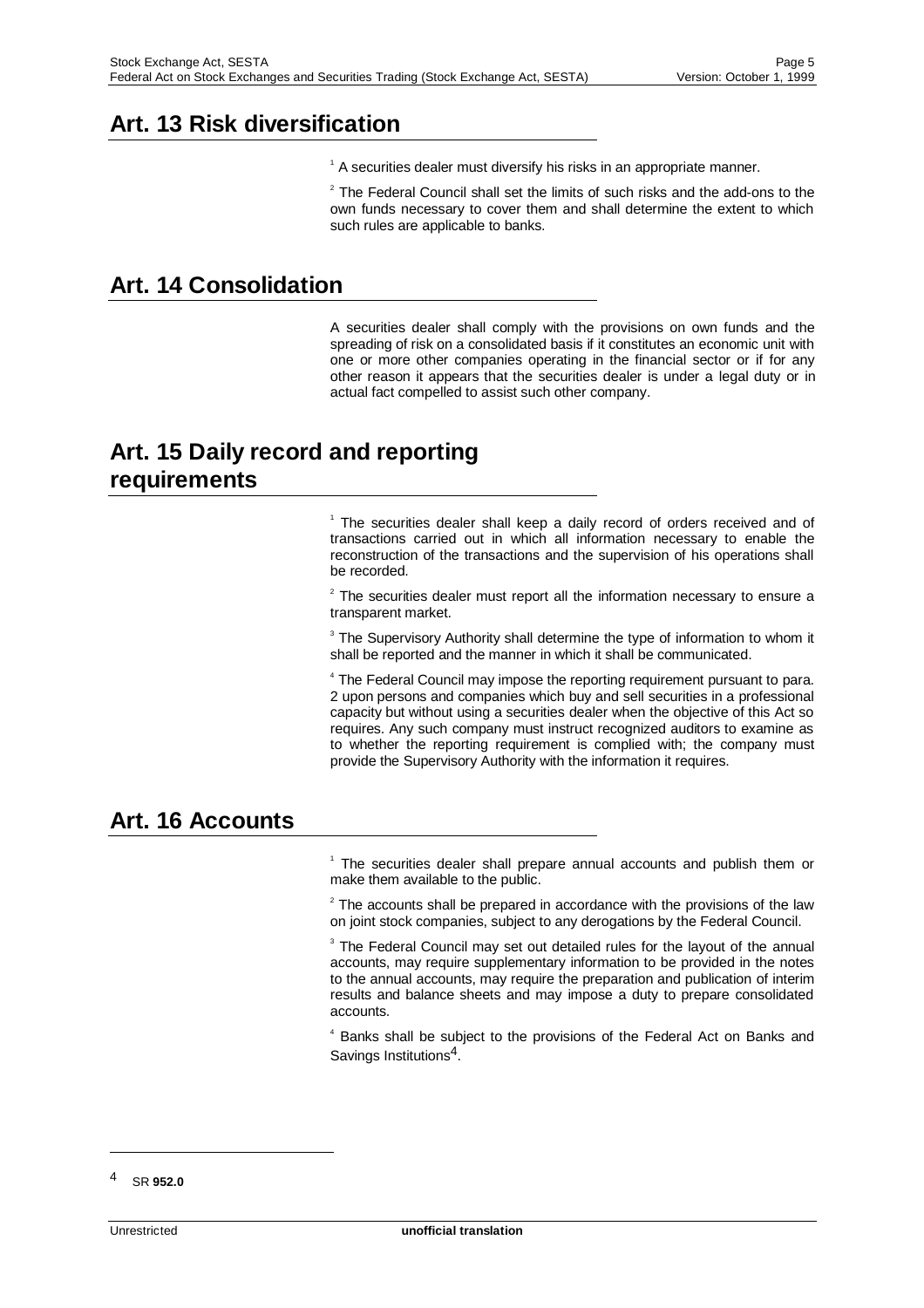## Art. 13 Risk diversification

[1] A securities dealer must diversify his risks in an appropriate manner.

[2] The Federal Council shall set the limits of such risks and the add-ons to the own funds necessary to cover them and shall determine the extent to which such rules are applicable to banks.

## Art. 14 Consolidation

A securities dealer shall comply with the provisions on own funds and the spreading of risk on a consolidated basis if it constitutes an economic unit with one or more other companies operating in the financial sector or if for any other reason it appears that the securities dealer is under a legal duty or in actual fact compelled to assist such other company.

## Art. 15 Daily record and reporting requirements

[1] The securities dealer shall keep a daily record of orders received and of transactions carried out in which all information necessary to enable the reconstruction of the transactions and the supervision of his operations shall be recorded.

[2] The securities dealer must report all the information necessary to ensure a transparent market.

[3] The Supervisory Authority shall determine the type of information to whom it shall be reported and the manner in which it shall be communicated.

[4] The Federal Council may impose the reporting requirement pursuant to para. 2 upon persons and companies which buy and sell securities in a professional capacity but without using a securities dealer when the objective of this Act so requires. Any such company must instruct recognized auditors to examine as to whether the reporting requirement is complied with; the company must provide the Supervisory Authority with the information it requires.

## Art. 16 Accounts

[1] The securities dealer shall prepare annual accounts and publish them or make them available to the public.

[2] The accounts shall be prepared in accordance with the provisions of the law on joint stock companies, subject to any derogations by the Federal Council.

[3] The Federal Council may set out detailed rules for the layout of the annual accounts, may require supplementary information to be provided in the notes to the annual accounts, may require the preparation and publication of interim results and balance sheets and may impose a duty to prepare consolidated accounts.

[4] Banks shall be subject to the provisions of the Federal Act on Banks and Savings Institutions[4].

---

[4] SR **952.0**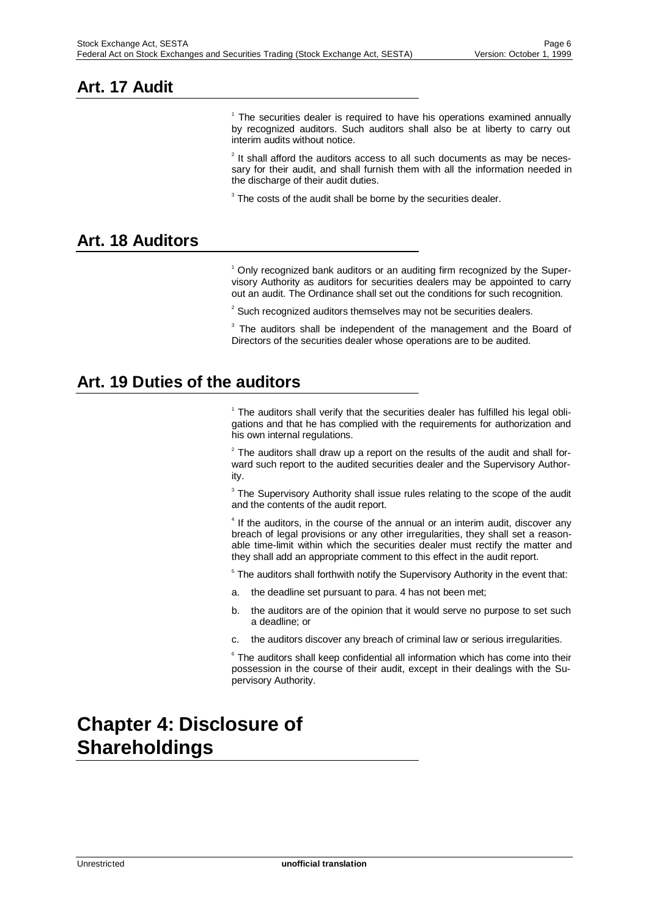## Art. 17 Audit

[1] The securities dealer is required to have his operations examined annually by recognized auditors. Such auditors shall also be at liberty to carry out interim audits without notice.

[2] It shall afford the auditors access to all such documents as may be necessary for their audit, and shall furnish them with all the information needed in the discharge of their audit duties.

[3] The costs of the audit shall be borne by the securities dealer.

## Art. 18 Auditors

[1] Only recognized bank auditors or an auditing firm recognized by the Supervisory Authority as auditors for securities dealers may be appointed to carry out an audit. The Ordinance shall set out the conditions for such recognition.

[2] Such recognized auditors themselves may not be securities dealers.

[3] The auditors shall be independent of the management and the Board of Directors of the securities dealer whose operations are to be audited.

## Art. 19 Duties of the auditors

[1] The auditors shall verify that the securities dealer has fulfilled his legal obligations and that he has complied with the requirements for authorization and his own internal regulations.

[2] The auditors shall draw up a report on the results of the audit and shall forward such report to the audited securities dealer and the Supervisory Authority.

[3] The Supervisory Authority shall issue rules relating to the scope of the audit and the contents of the audit report.

[4] If the auditors, in the course of the annual or an interim audit, discover any breach of legal provisions or any other irregularities, they shall set a reasonable time-limit within which the securities dealer must rectify the matter and they shall add an appropriate comment to this effect in the audit report.

[5] The auditors shall forthwith notify the Supervisory Authority in the event that:

a. the deadline set pursuant to para. 4 has not been met;

b. the auditors are of the opinion that it would serve no purpose to set such a deadline; or

c. the auditors discover any breach of criminal law or serious irregularities.

[6] The auditors shall keep confidential all information which has come into their possession in the course of their audit, except in their dealings with the Supervisory Authority.

# Chapter 4: Disclosure of Shareholdings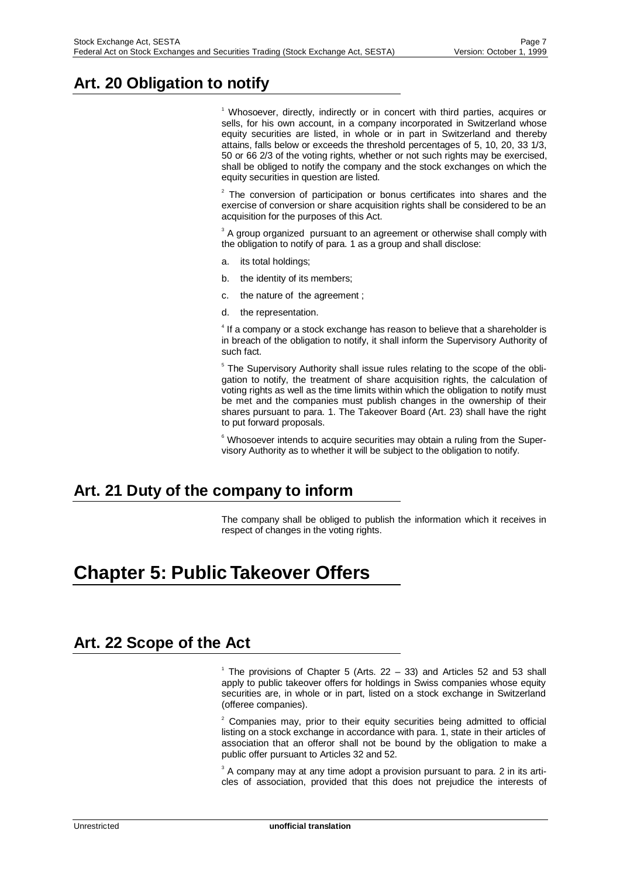## Art. 20 Obligation to notify

[1] Whosoever, directly, indirectly or in concert with third parties, acquires or sells, for his own account, in a company incorporated in Switzerland whose equity securities are listed, in whole or in part in Switzerland and thereby attains, falls below or exceeds the threshold percentages of 5, 10, 20, 33 1/3, 50 or 66 2/3 of the voting rights, whether or not such rights may be exercised, shall be obliged to notify the company and the stock exchanges on which the equity securities in question are listed.

[2] The conversion of participation or bonus certificates into shares and the exercise of conversion or share acquisition rights shall be considered to be an acquisition for the purposes of this Act.

[3] A group organized pursuant to an agreement or otherwise shall comply with the obligation to notify of para. 1 as a group and shall disclose:

a. its total holdings;
b. the identity of its members;
c. the nature of the agreement ;
d. the representation.

[4] If a company or a stock exchange has reason to believe that a shareholder is in breach of the obligation to notify, it shall inform the Supervisory Authority of such fact.

[5] The Supervisory Authority shall issue rules relating to the scope of the obligation to notify, the treatment of share acquisition rights, the calculation of voting rights as well as the time limits within which the obligation to notify must be met and the companies must publish changes in the ownership of their shares pursuant to para. 1. The Takeover Board (Art. 23) shall have the right to put forward proposals.

[6] Whosoever intends to acquire securities may obtain a ruling from the Supervisory Authority as to whether it will be subject to the obligation to notify.

## Art. 21 Duty of the company to inform

The company shall be obliged to publish the information which it receives in respect of changes in the voting rights.

# Chapter 5: Public Takeover Offers

## Art. 22 Scope of the Act

[1] The provisions of Chapter 5 (Arts. 22 – 33) and Articles 52 and 53 shall apply to public takeover offers for holdings in Swiss companies whose equity securities are, in whole or in part, listed on a stock exchange in Switzerland (offeree companies).

[2] Companies may, prior to their equity securities being admitted to official listing on a stock exchange in accordance with para. 1, state in their articles of association that an offeror shall not be bound by the obligation to make a public offer pursuant to Articles 32 and 52.

[3] A company may at any time adopt a provision pursuant to para. 2 in its articles of association, provided that this does not prejudice the interests of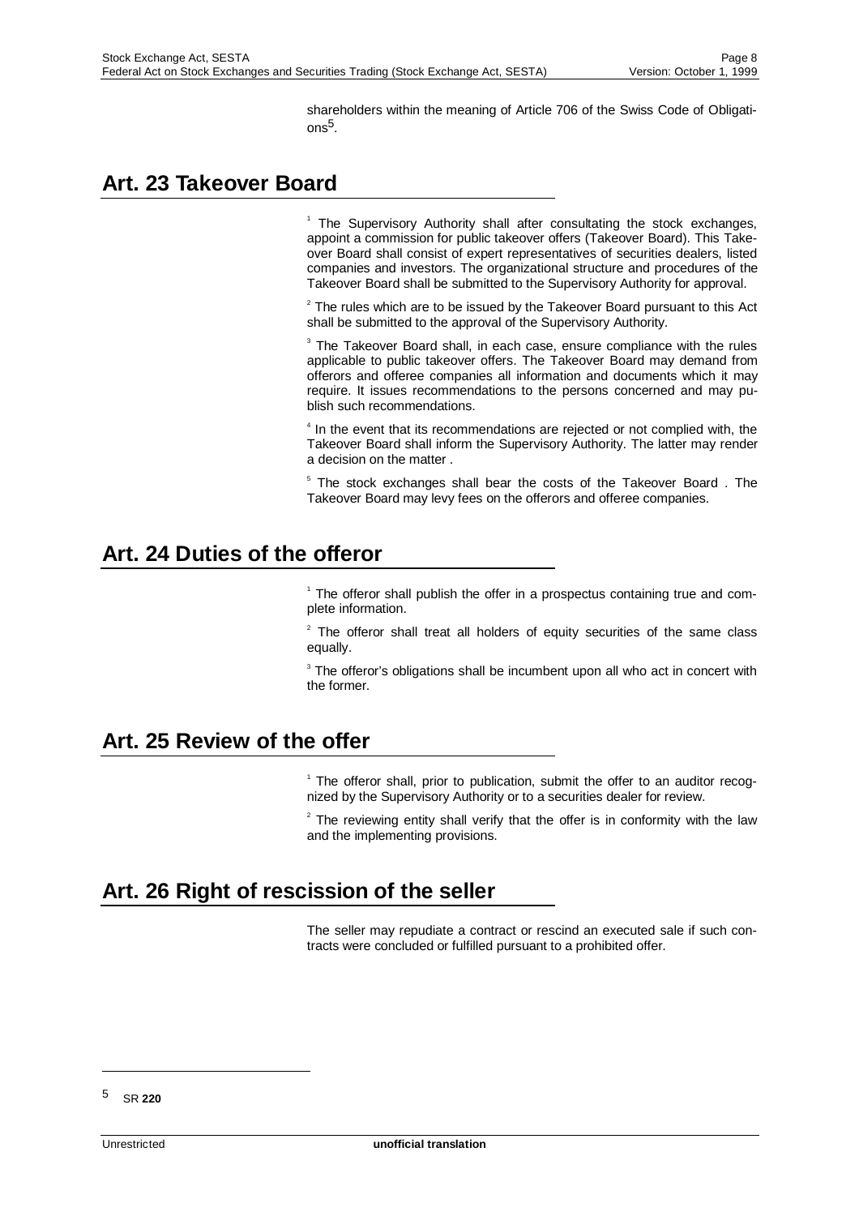shareholders within the meaning of Article 706 of the Swiss Code of Obligations[5].

## Art. 23 Takeover Board

[1] The Supervisory Authority shall after consultating the stock exchanges, appoint a commission for public takeover offers (Takeover Board). This Takeover Board shall consist of expert representatives of securities dealers, listed companies and investors. The organizational structure and procedures of the Takeover Board shall be submitted to the Supervisory Authority for approval.

[2] The rules which are to be issued by the Takeover Board pursuant to this Act shall be submitted to the approval of the Supervisory Authority.

[3] The Takeover Board shall, in each case, ensure compliance with the rules applicable to public takeover offers. The Takeover Board may demand from offerors and offeree companies all information and documents which it may require. It issues recommendations to the persons concerned and may publish such recommendations.

[4] In the event that its recommendations are rejected or not complied with, the Takeover Board shall inform the Supervisory Authority. The latter may render a decision on the matter .

[5] The stock exchanges shall bear the costs of the Takeover Board . The Takeover Board may levy fees on the offerors and offeree companies.

## Art. 24 Duties of the offeror

[1] The offeror shall publish the offer in a prospectus containing true and complete information.

[2] The offeror shall treat all holders of equity securities of the same class equally.

[3] The offeror's obligations shall be incumbent upon all who act in concert with the former.

## Art. 25 Review of the offer

[1] The offeror shall, prior to publication, submit the offer to an auditor recognized by the Supervisory Authority or to a securities dealer for review.

[2] The reviewing entity shall verify that the offer is in conformity with the law and the implementing provisions.

## Art. 26 Right of rescission of the seller

The seller may repudiate a contract or rescind an executed sale if such contracts were concluded or fulfilled pursuant to a prohibited offer.

---

[5] SR **220**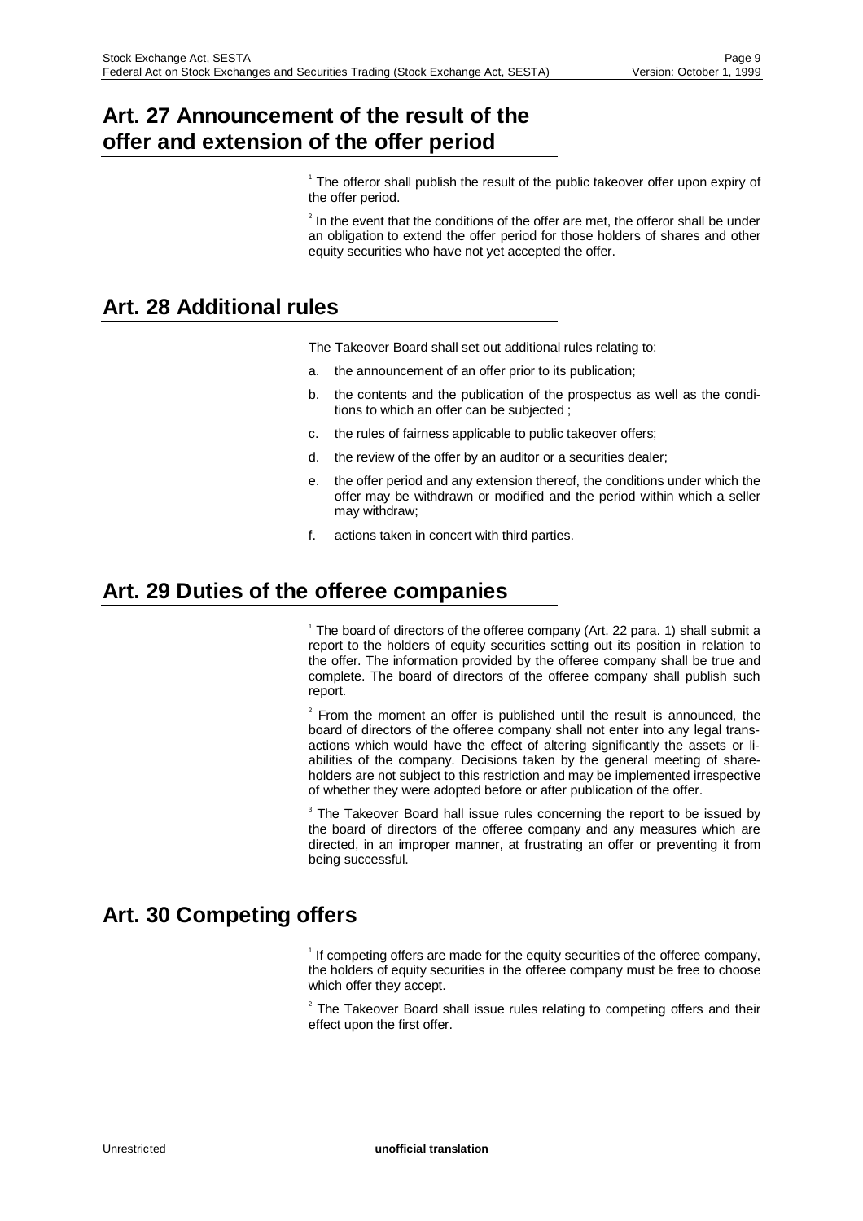## Art. 27 Announcement of the result of the offer and extension of the offer period

[1] The offeror shall publish the result of the public takeover offer upon expiry of the offer period.

[2] In the event that the conditions of the offer are met, the offeror shall be under an obligation to extend the offer period for those holders of shares and other equity securities who have not yet accepted the offer.

## Art. 28 Additional rules

The Takeover Board shall set out additional rules relating to:

a. the announcement of an offer prior to its publication;

b. the contents and the publication of the prospectus as well as the conditions to which an offer can be subjected ;

c. the rules of fairness applicable to public takeover offers;

d. the review of the offer by an auditor or a securities dealer;

e. the offer period and any extension thereof, the conditions under which the offer may be withdrawn or modified and the period within which a seller may withdraw;

f. actions taken in concert with third parties.

## Art. 29 Duties of the offeree companies

[1] The board of directors of the offeree company (Art. 22 para. 1) shall submit a report to the holders of equity securities setting out its position in relation to the offer. The information provided by the offeree company shall be true and complete. The board of directors of the offeree company shall publish such report.

[2] From the moment an offer is published until the result is announced, the board of directors of the offeree company shall not enter into any legal transactions which would have the effect of altering significantly the assets or liabilities of the company. Decisions taken by the general meeting of shareholders are not subject to this restriction and may be implemented irrespective of whether they were adopted before or after publication of the offer.

[3] The Takeover Board hall issue rules concerning the report to be issued by the board of directors of the offeree company and any measures which are directed, in an improper manner, at frustrating an offer or preventing it from being successful.

## Art. 30 Competing offers

[1] If competing offers are made for the equity securities of the offeree company, the holders of equity securities in the offeree company must be free to choose which offer they accept.

[2] The Takeover Board shall issue rules relating to competing offers and their effect upon the first offer.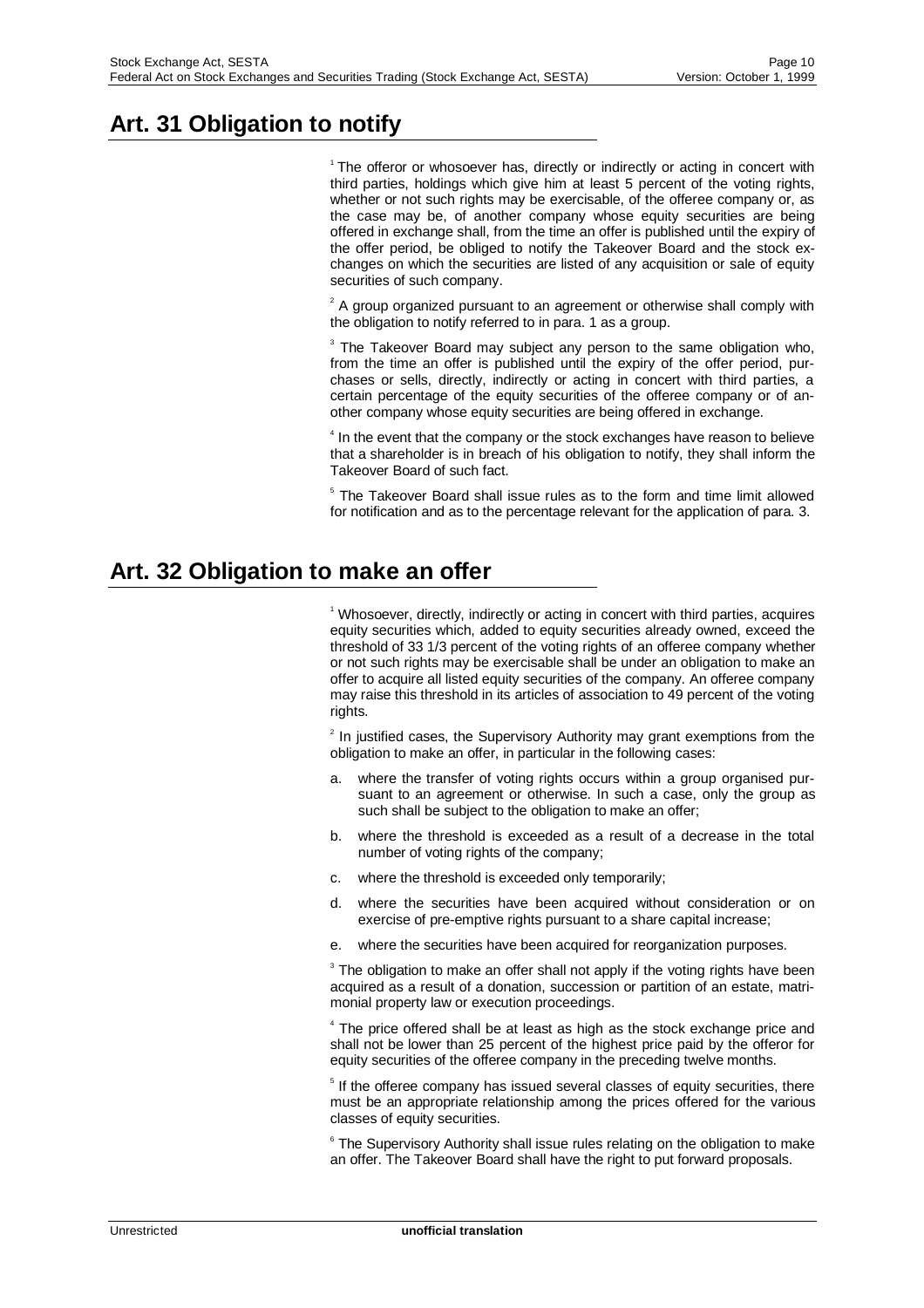## Art. 31 Obligation to notify

[1] The offeror or whosoever has, directly or indirectly or acting in concert with third parties, holdings which give him at least 5 percent of the voting rights, whether or not such rights may be exercisable, of the offeree company or, as the case may be, of another company whose equity securities are being offered in exchange shall, from the time an offer is published until the expiry of the offer period, be obliged to notify the Takeover Board and the stock exchanges on which the securities are listed of any acquisition or sale of equity securities of such company.

[2] A group organized pursuant to an agreement or otherwise shall comply with the obligation to notify referred to in para. 1 as a group.

[3] The Takeover Board may subject any person to the same obligation who, from the time an offer is published until the expiry of the offer period, purchases or sells, directly, indirectly or acting in concert with third parties, a certain percentage of the equity securities of the offeree company or of another company whose equity securities are being offered in exchange.

[4] In the event that the company or the stock exchanges have reason to believe that a shareholder is in breach of his obligation to notify, they shall inform the Takeover Board of such fact.

[5] The Takeover Board shall issue rules as to the form and time limit allowed for notification and as to the percentage relevant for the application of para. 3.

## Art. 32 Obligation to make an offer

[1] Whosoever, directly, indirectly or acting in concert with third parties, acquires equity securities which, added to equity securities already owned, exceed the threshold of 33 1/3 percent of the voting rights of an offeree company whether or not such rights may be exercisable shall be under an obligation to make an offer to acquire all listed equity securities of the company. An offeree company may raise this threshold in its articles of association to 49 percent of the voting rights.

[2] In justified cases, the Supervisory Authority may grant exemptions from the obligation to make an offer, in particular in the following cases:

a. where the transfer of voting rights occurs within a group organised pursuant to an agreement or otherwise. In such a case, only the group as such shall be subject to the obligation to make an offer;

b. where the threshold is exceeded as a result of a decrease in the total number of voting rights of the company;

c. where the threshold is exceeded only temporarily;

d. where the securities have been acquired without consideration or on exercise of pre-emptive rights pursuant to a share capital increase;

e. where the securities have been acquired for reorganization purposes.

[3] The obligation to make an offer shall not apply if the voting rights have been acquired as a result of a donation, succession or partition of an estate, matrimonial property law or execution proceedings.

[4] The price offered shall be at least as high as the stock exchange price and shall not be lower than 25 percent of the highest price paid by the offeror for equity securities of the offeree company in the preceding twelve months.

[5] If the offeree company has issued several classes of equity securities, there must be an appropriate relationship among the prices offered for the various classes of equity securities.

[6] The Supervisory Authority shall issue rules relating on the obligation to make an offer. The Takeover Board shall have the right to put forward proposals.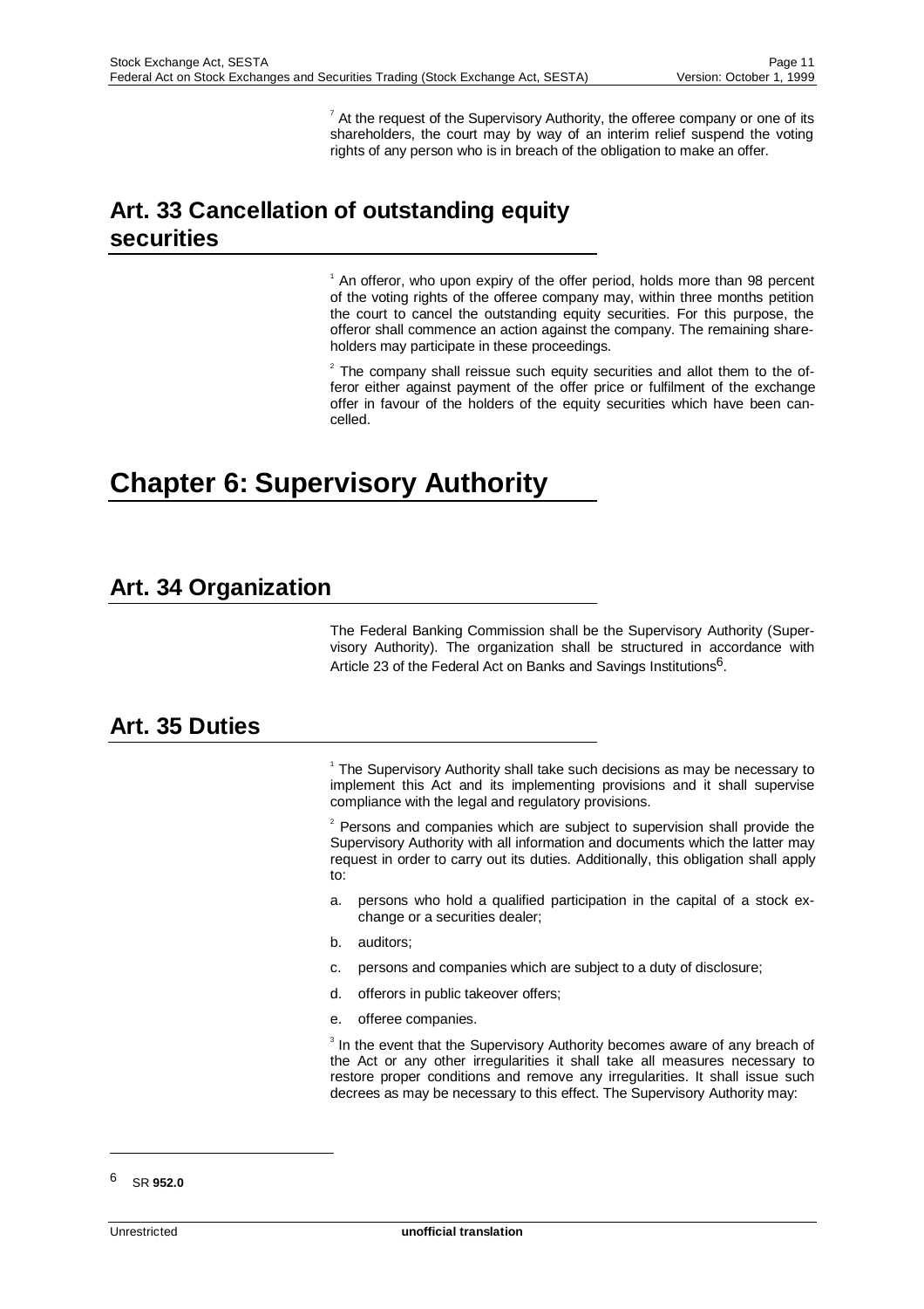[7] At the request of the Supervisory Authority, the offeree company or one of its shareholders, the court may by way of an interim relief suspend the voting rights of any person who is in breach of the obligation to make an offer.

## Art. 33 Cancellation of outstanding equity securities

[1] An offeror, who upon expiry of the offer period, holds more than 98 percent of the voting rights of the offeree company may, within three months petition the court to cancel the outstanding equity securities. For this purpose, the offeror shall commence an action against the company. The remaining shareholders may participate in these proceedings.

[2] The company shall reissue such equity securities and allot them to the offeror either against payment of the offer price or fulfilment of the exchange offer in favour of the holders of the equity securities which have been cancelled.

# Chapter 6: Supervisory Authority

## Art. 34 Organization

The Federal Banking Commission shall be the Supervisory Authority (Supervisory Authority). The organization shall be structured in accordance with Article 23 of the Federal Act on Banks and Savings Institutions[6].

## Art. 35 Duties

[1] The Supervisory Authority shall take such decisions as may be necessary to implement this Act and its implementing provisions and it shall supervise compliance with the legal and regulatory provisions.

[2] Persons and companies which are subject to supervision shall provide the Supervisory Authority with all information and documents which the latter may request in order to carry out its duties. Additionally, this obligation shall apply to:

a. persons who hold a qualified participation in the capital of a stock exchange or a securities dealer;
b. auditors;
c. persons and companies which are subject to a duty of disclosure;
d. offerors in public takeover offers;
e. offeree companies.

[3] In the event that the Supervisory Authority becomes aware of any breach of the Act or any other irregularities it shall take all measures necessary to restore proper conditions and remove any irregularities. It shall issue such decrees as may be necessary to this effect. The Supervisory Authority may:

---

[6] SR **952.0**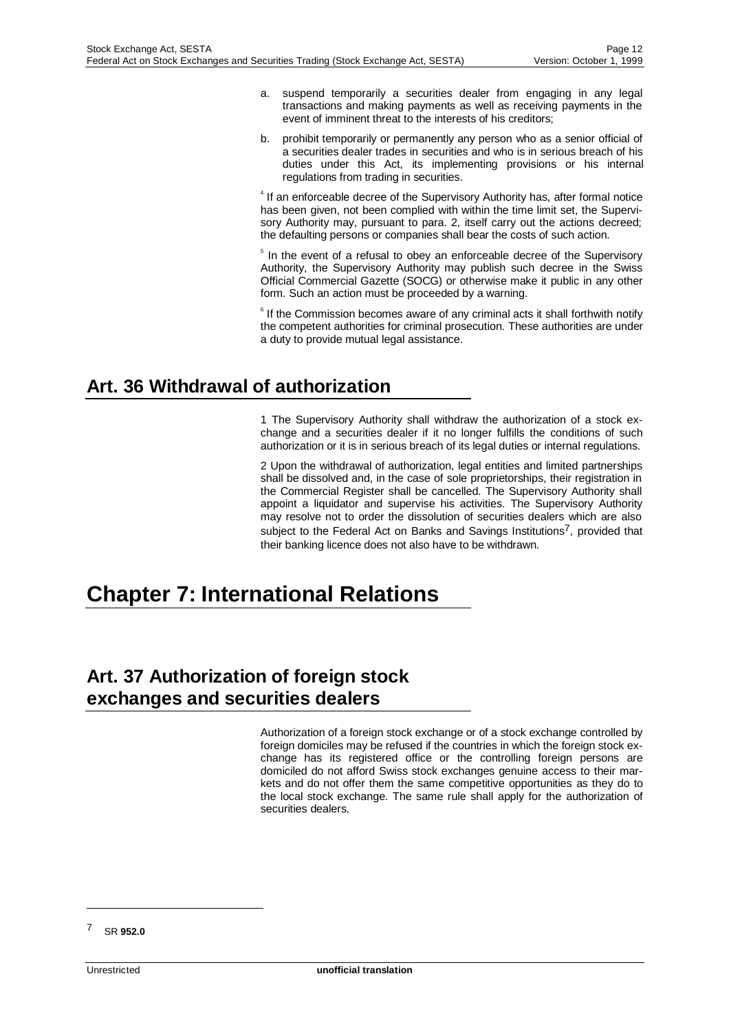a. suspend temporarily a securities dealer from engaging in any legal transactions and making payments as well as receiving payments in the event of imminent threat to the interests of his creditors;

b. prohibit temporarily or permanently any person who as a senior official of a securities dealer trades in securities and who is in serious breach of his duties under this Act, its implementing provisions or his internal regulations from trading in securities.

[4] If an enforceable decree of the Supervisory Authority has, after formal notice has been given, not been complied with within the time limit set, the Supervisory Authority may, pursuant to para. 2, itself carry out the actions decreed; the defaulting persons or companies shall bear the costs of such action.

[5] In the event of a refusal to obey an enforceable decree of the Supervisory Authority, the Supervisory Authority may publish such decree in the Swiss Official Commercial Gazette (SOCG) or otherwise make it public in any other form. Such an action must be proceeded by a warning.

[6] If the Commission becomes aware of any criminal acts it shall forthwith notify the competent authorities for criminal prosecution. These authorities are under a duty to provide mutual legal assistance.

## Art. 36 Withdrawal of authorization

1 The Supervisory Authority shall withdraw the authorization of a stock exchange and a securities dealer if it no longer fulfills the conditions of such authorization or it is in serious breach of its legal duties or internal regulations.

2 Upon the withdrawal of authorization, legal entities and limited partnerships shall be dissolved and, in the case of sole proprietorships, their registration in the Commercial Register shall be cancelled. The Supervisory Authority shall appoint a liquidator and supervise his activities. The Supervisory Authority may resolve not to order the dissolution of securities dealers which are also subject to the Federal Act on Banks and Savings Institutions[7], provided that their banking licence does not also have to be withdrawn.

# Chapter 7: International Relations

## Art. 37 Authorization of foreign stock exchanges and securities dealers

Authorization of a foreign stock exchange or of a stock exchange controlled by foreign domiciles may be refused if the countries in which the foreign stock exchange has its registered office or the controlling foreign persons are domiciled do not afford Swiss stock exchanges genuine access to their markets and do not offer them the same competitive opportunities as they do to the local stock exchange. The same rule shall apply for the authorization of securities dealers.

---

[7] SR **952.0**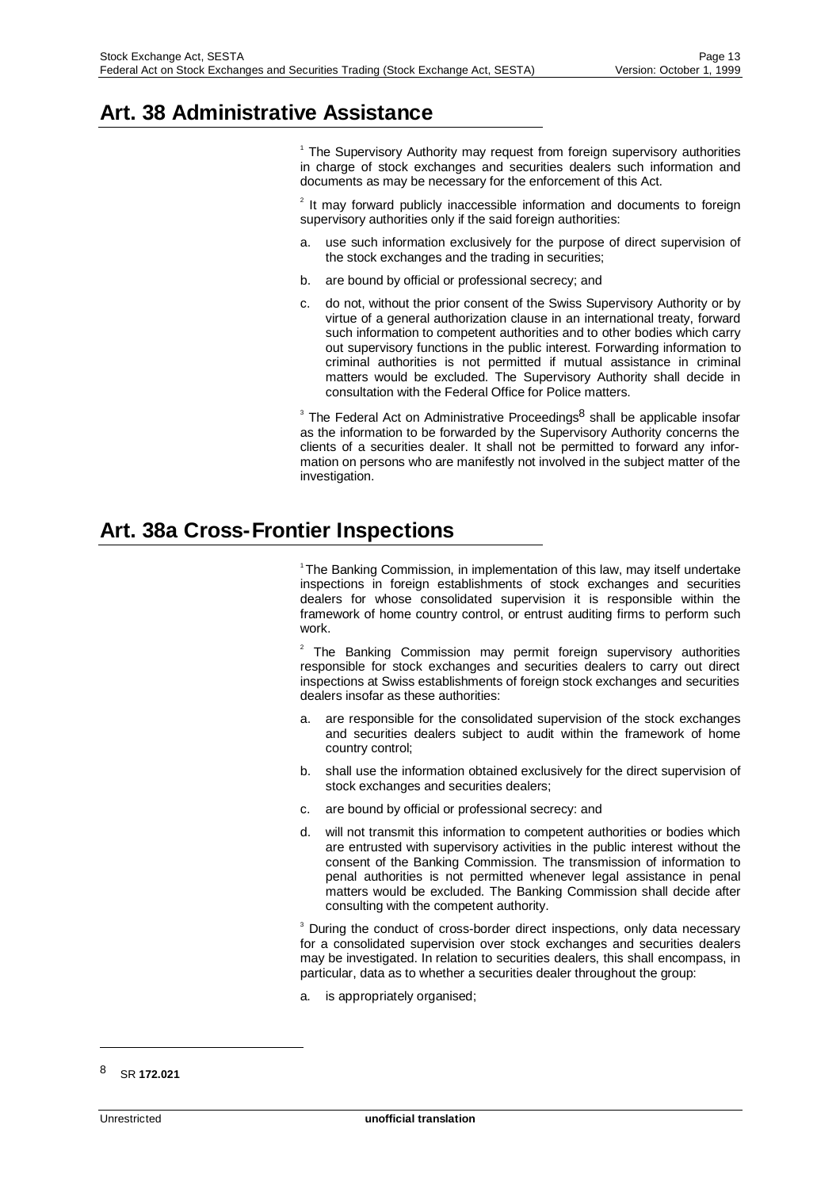## Art. 38 Administrative Assistance

[1] The Supervisory Authority may request from foreign supervisory authorities in charge of stock exchanges and securities dealers such information and documents as may be necessary for the enforcement of this Act.

[2] It may forward publicly inaccessible information and documents to foreign supervisory authorities only if the said foreign authorities:

a. use such information exclusively for the purpose of direct supervision of the stock exchanges and the trading in securities;

b. are bound by official or professional secrecy; and

c. do not, without the prior consent of the Swiss Supervisory Authority or by virtue of a general authorization clause in an international treaty, forward such information to competent authorities and to other bodies which carry out supervisory functions in the public interest. Forwarding information to criminal authorities is not permitted if mutual assistance in criminal matters would be excluded. The Supervisory Authority shall decide in consultation with the Federal Office for Police matters.

[3] The Federal Act on Administrative Proceedings[8] shall be applicable insofar as the information to be forwarded by the Supervisory Authority concerns the clients of a securities dealer. It shall not be permitted to forward any information on persons who are manifestly not involved in the subject matter of the investigation.

## Art. 38a Cross-Frontier Inspections

[1] The Banking Commission, in implementation of this law, may itself undertake inspections in foreign establishments of stock exchanges and securities dealers for whose consolidated supervision it is responsible within the framework of home country control, or entrust auditing firms to perform such work.

[2] The Banking Commission may permit foreign supervisory authorities responsible for stock exchanges and securities dealers to carry out direct inspections at Swiss establishments of foreign stock exchanges and securities dealers insofar as these authorities:

a. are responsible for the consolidated supervision of the stock exchanges and securities dealers subject to audit within the framework of home country control;

b. shall use the information obtained exclusively for the direct supervision of stock exchanges and securities dealers;

c. are bound by official or professional secrecy: and

d. will not transmit this information to competent authorities or bodies which are entrusted with supervisory activities in the public interest without the consent of the Banking Commission. The transmission of information to penal authorities is not permitted whenever legal assistance in penal matters would be excluded. The Banking Commission shall decide after consulting with the competent authority.

[3] During the conduct of cross-border direct inspections, only data necessary for a consolidated supervision over stock exchanges and securities dealers may be investigated. In relation to securities dealers, this shall encompass, in particular, data as to whether a securities dealer throughout the group:

a. is appropriately organised;

---

[8] SR **172.021**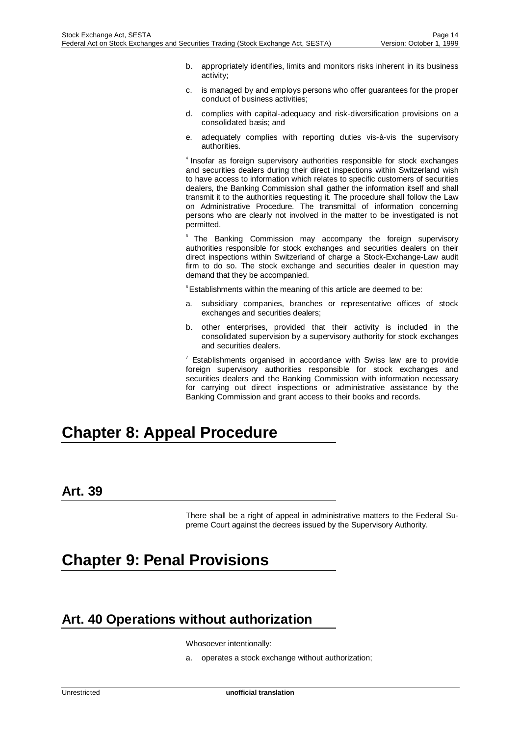b. appropriately identifies, limits and monitors risks inherent in its business activity;

c. is managed by and employs persons who offer guarantees for the proper conduct of business activities;

d. complies with capital-adequacy and risk-diversification provisions on a consolidated basis; and

e. adequately complies with reporting duties vis-à-vis the supervisory authorities.

[4] Insofar as foreign supervisory authorities responsible for stock exchanges and securities dealers during their direct inspections within Switzerland wish to have access to information which relates to specific customers of securities dealers, the Banking Commission shall gather the information itself and shall transmit it to the authorities requesting it. The procedure shall follow the Law on Administrative Procedure. The transmittal of information concerning persons who are clearly not involved in the matter to be investigated is not permitted.

[5] The Banking Commission may accompany the foreign supervisory authorities responsible for stock exchanges and securities dealers on their direct inspections within Switzerland of charge a Stock-Exchange-Law audit firm to do so. The stock exchange and securities dealer in question may demand that they be accompanied.

[6] Establishments within the meaning of this article are deemed to be:

a. subsidiary companies, branches or representative offices of stock exchanges and securities dealers;

b. other enterprises, provided that their activity is included in the consolidated supervision by a supervisory authority for stock exchanges and securities dealers.

[7] Establishments organised in accordance with Swiss law are to provide foreign supervisory authorities responsible for stock exchanges and securities dealers and the Banking Commission with information necessary for carrying out direct inspections or administrative assistance by the Banking Commission and grant access to their books and records.

# Chapter 8: Appeal Procedure

## Art. 39

There shall be a right of appeal in administrative matters to the Federal Supreme Court against the decrees issued by the Supervisory Authority.

# Chapter 9: Penal Provisions

## Art. 40 Operations without authorization

Whosoever intentionally:

a. operates a stock exchange without authorization;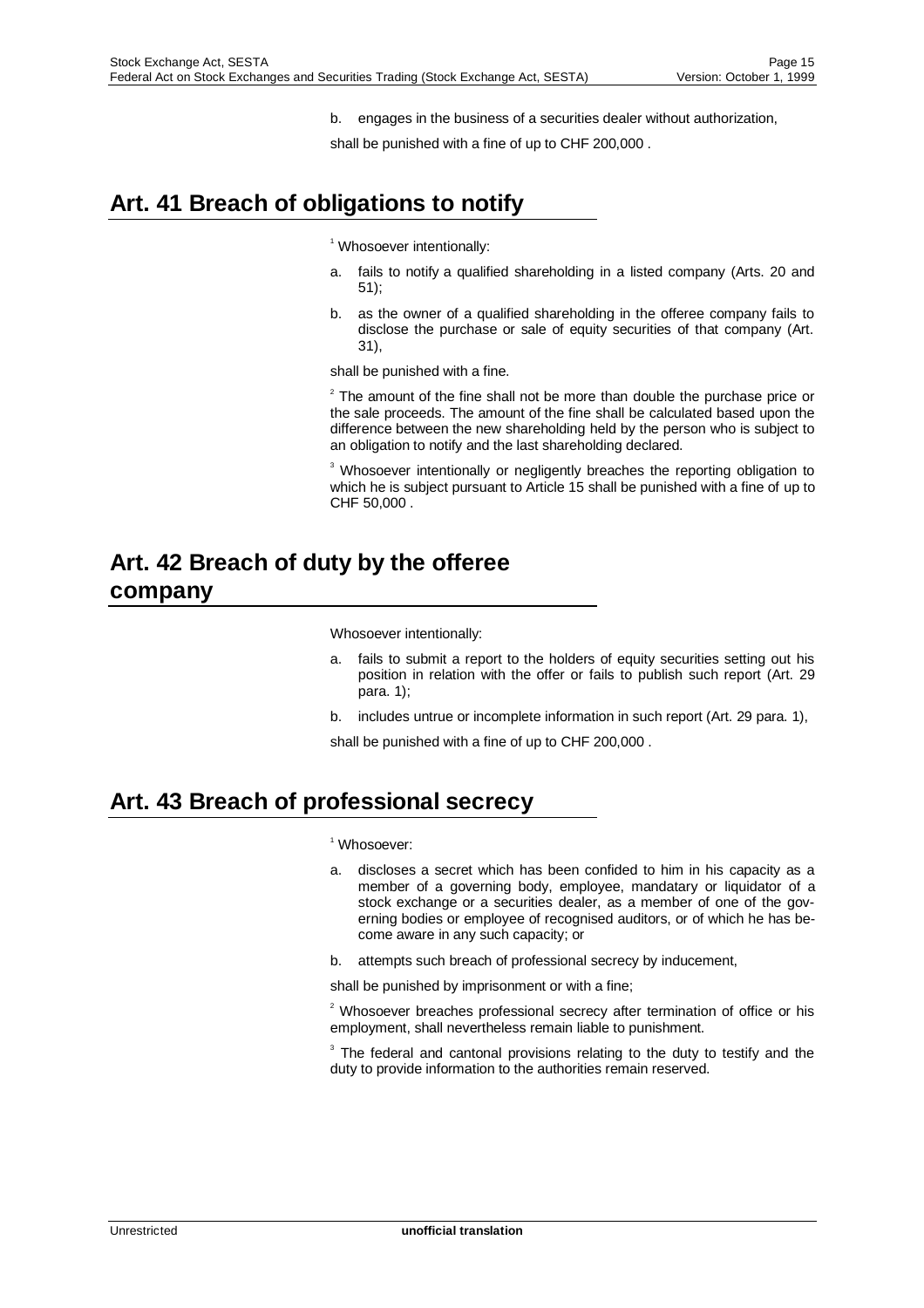b. engages in the business of a securities dealer without authorization,

shall be punished with a fine of up to CHF 200,000 .

## Art. 41 Breach of obligations to notify

[1] Whosoever intentionally:

a. fails to notify a qualified shareholding in a listed company (Arts. 20 and 51);

b. as the owner of a qualified shareholding in the offeree company fails to disclose the purchase or sale of equity securities of that company (Art. 31),

shall be punished with a fine.

[2] The amount of the fine shall not be more than double the purchase price or the sale proceeds. The amount of the fine shall be calculated based upon the difference between the new shareholding held by the person who is subject to an obligation to notify and the last shareholding declared.

[3] Whosoever intentionally or negligently breaches the reporting obligation to which he is subject pursuant to Article 15 shall be punished with a fine of up to CHF 50,000 .

## Art. 42 Breach of duty by the offeree company

Whosoever intentionally:

a. fails to submit a report to the holders of equity securities setting out his position in relation with the offer or fails to publish such report (Art. 29 para. 1);

b. includes untrue or incomplete information in such report (Art. 29 para. 1),

shall be punished with a fine of up to CHF 200,000 .

## Art. 43 Breach of professional secrecy

[1] Whosoever:

a. discloses a secret which has been confided to him in his capacity as a member of a governing body, employee, mandatary or liquidator of a stock exchange or a securities dealer, as a member of one of the governing bodies or employee of recognised auditors, or of which he has become aware in any such capacity; or

b. attempts such breach of professional secrecy by inducement,

shall be punished by imprisonment or with a fine;

[2] Whosoever breaches professional secrecy after termination of office or his employment, shall nevertheless remain liable to punishment.

[3] The federal and cantonal provisions relating to the duty to testify and the duty to provide information to the authorities remain reserved.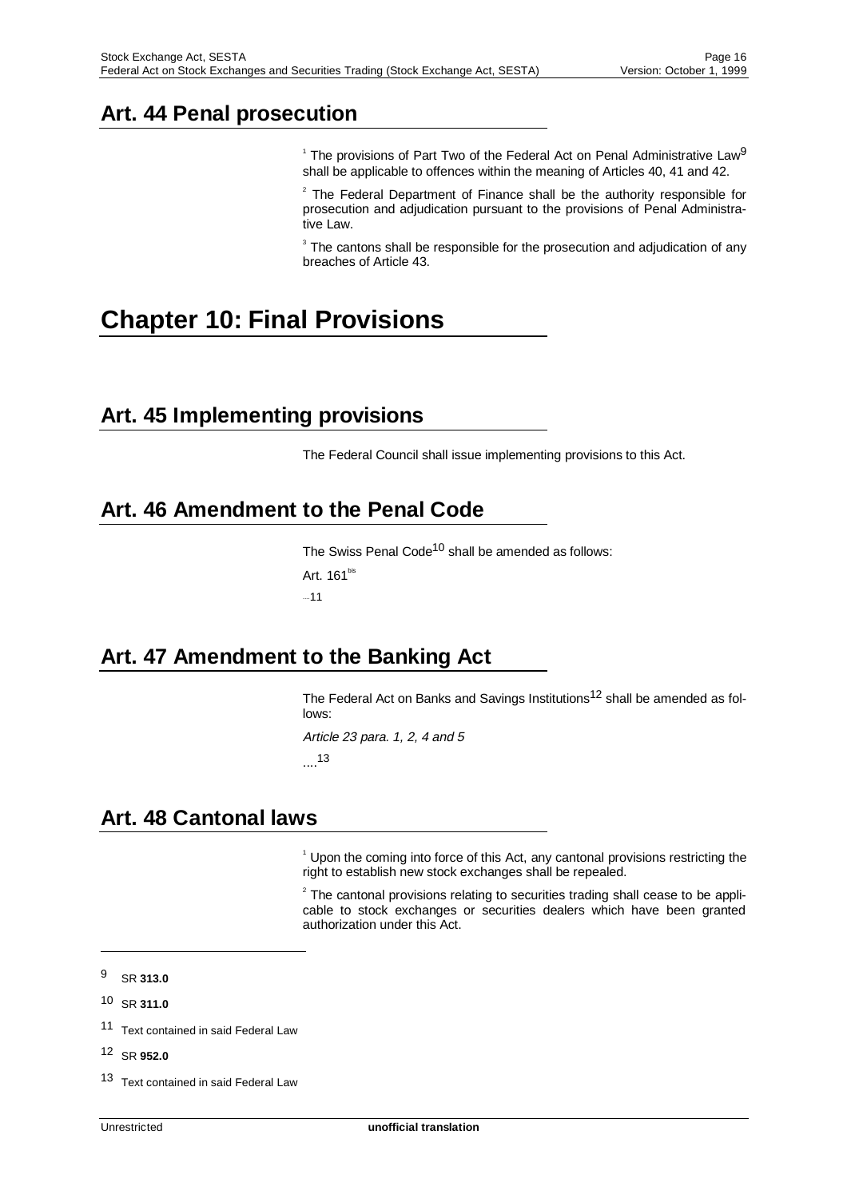## Art. 44 Penal prosecution

[1] The provisions of Part Two of the Federal Act on Penal Administrative Law[9] shall be applicable to offences within the meaning of Articles 40, 41 and 42.

[2] The Federal Department of Finance shall be the authority responsible for prosecution and adjudication pursuant to the provisions of Penal Administrative Law.

[3] The cantons shall be responsible for the prosecution and adjudication of any breaches of Article 43.

# Chapter 10: Final Provisions

## Art. 45 Implementing provisions

The Federal Council shall issue implementing provisions to this Act.

## Art. 46 Amendment to the Penal Code

The Swiss Penal Code[10] shall be amended as follows:

Art. 161[bis]

....[11]

## Art. 47 Amendment to the Banking Act

The Federal Act on Banks and Savings Institutions[12] shall be amended as follows:

*Article 23 para. 1, 2, 4 and 5*

....[13]

## Art. 48 Cantonal laws

[1] Upon the coming into force of this Act, any cantonal provisions restricting the right to establish new stock exchanges shall be repealed.

[2] The cantonal provisions relating to securities trading shall cease to be applicable to stock exchanges or securities dealers which have been granted authorization under this Act.

---

[9] SR **313.0**

[10] SR **311.0**

[11] Text contained in said Federal Law

[12] SR **952.0**

[13] Text contained in said Federal Law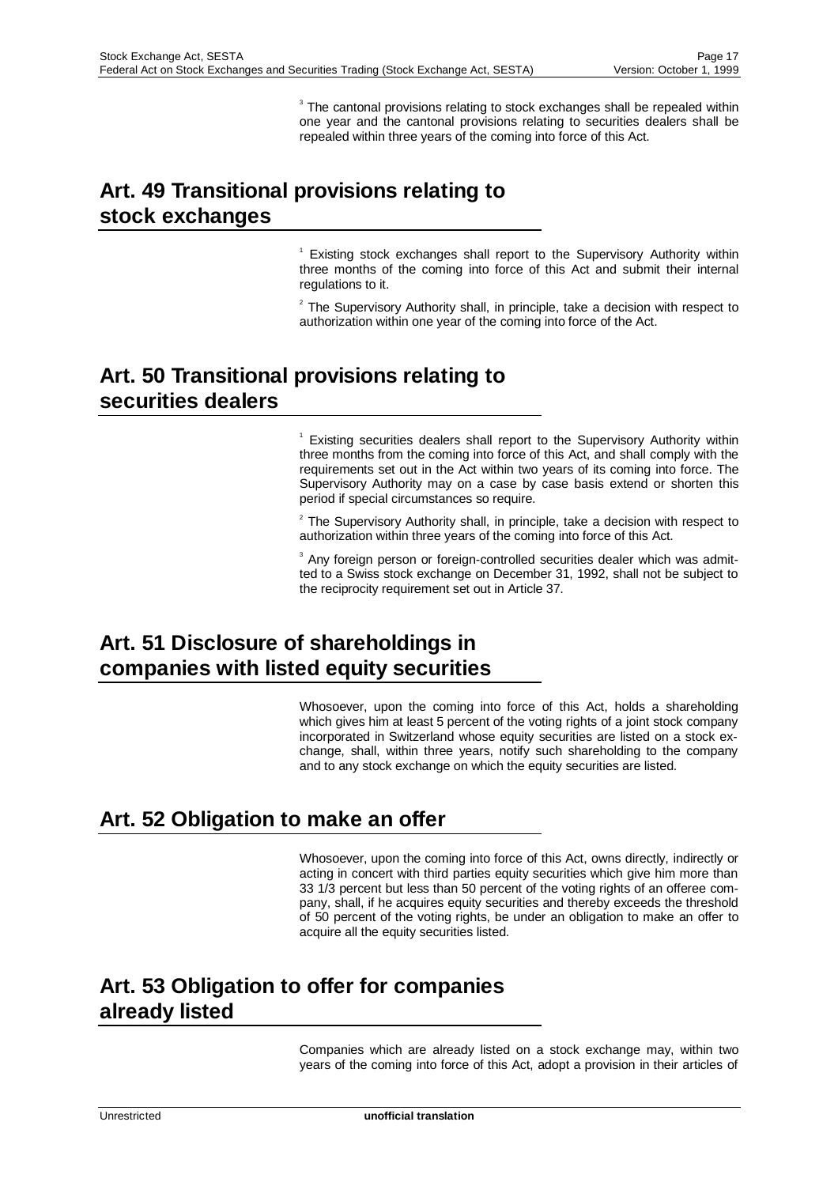[3] The cantonal provisions relating to stock exchanges shall be repealed within one year and the cantonal provisions relating to securities dealers shall be repealed within three years of the coming into force of this Act.

## Art. 49 Transitional provisions relating to stock exchanges

[1] Existing stock exchanges shall report to the Supervisory Authority within three months of the coming into force of this Act and submit their internal regulations to it.

[2] The Supervisory Authority shall, in principle, take a decision with respect to authorization within one year of the coming into force of the Act.

## Art. 50 Transitional provisions relating to securities dealers

[1] Existing securities dealers shall report to the Supervisory Authority within three months from the coming into force of this Act, and shall comply with the requirements set out in the Act within two years of its coming into force. The Supervisory Authority may on a case by case basis extend or shorten this period if special circumstances so require.

[2] The Supervisory Authority shall, in principle, take a decision with respect to authorization within three years of the coming into force of this Act.

[3] Any foreign person or foreign-controlled securities dealer which was admitted to a Swiss stock exchange on December 31, 1992, shall not be subject to the reciprocity requirement set out in Article 37.

## Art. 51 Disclosure of shareholdings in companies with listed equity securities

Whosoever, upon the coming into force of this Act, holds a shareholding which gives him at least 5 percent of the voting rights of a joint stock company incorporated in Switzerland whose equity securities are listed on a stock exchange, shall, within three years, notify such shareholding to the company and to any stock exchange on which the equity securities are listed.

## Art. 52 Obligation to make an offer

Whosoever, upon the coming into force of this Act, owns directly, indirectly or acting in concert with third parties equity securities which give him more than 33 1/3 percent but less than 50 percent of the voting rights of an offeree company, shall, if he acquires equity securities and thereby exceeds the threshold of 50 percent of the voting rights, be under an obligation to make an offer to acquire all the equity securities listed.

## Art. 53 Obligation to offer for companies already listed

Companies which are already listed on a stock exchange may, within two years of the coming into force of this Act, adopt a provision in their articles of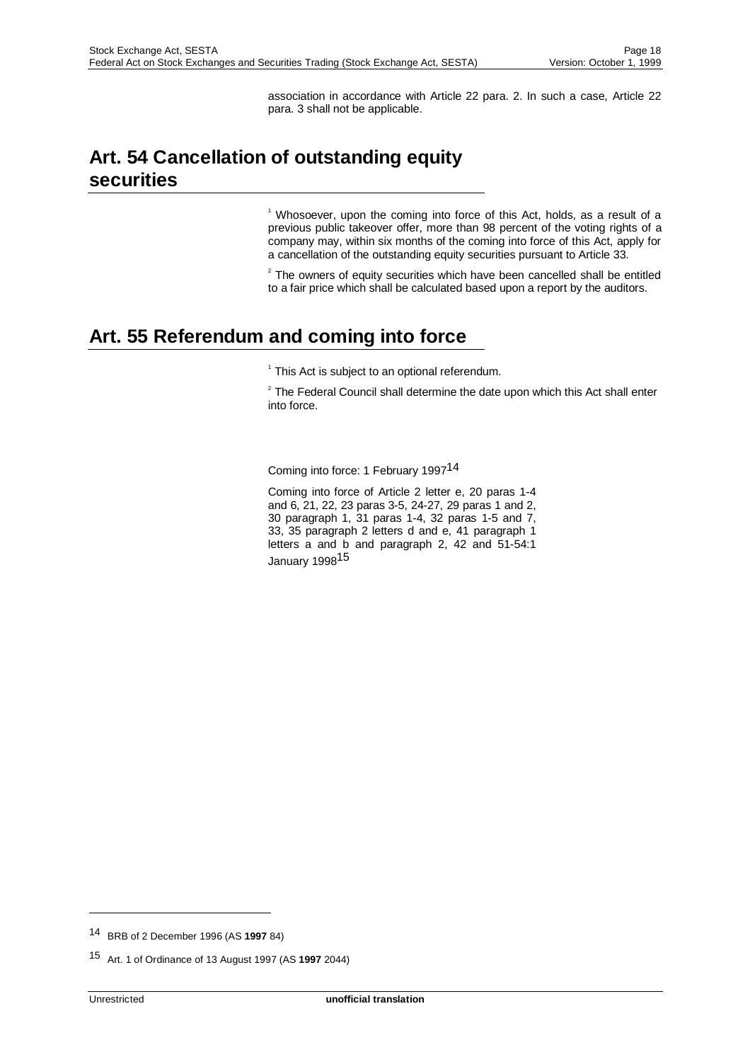association in accordance with Article 22 para. 2. In such a case, Article 22 para. 3 shall not be applicable.

## Art. 54 Cancellation of outstanding equity securities

[1] Whosoever, upon the coming into force of this Act, holds, as a result of a previous public takeover offer, more than 98 percent of the voting rights of a company may, within six months of the coming into force of this Act, apply for a cancellation of the outstanding equity securities pursuant to Article 33.

[2] The owners of equity securities which have been cancelled shall be entitled to a fair price which shall be calculated based upon a report by the auditors.

## Art. 55 Referendum and coming into force

[1] This Act is subject to an optional referendum.

[2] The Federal Council shall determine the date upon which this Act shall enter into force.

Coming into force: 1 February 1997[14]

Coming into force of Article 2 letter e, 20 paras 1-4 and 6, 21, 22, 23 paras 3-5, 24-27, 29 paras 1 and 2, 30 paragraph 1, 31 paras 1-4, 32 paras 1-5 and 7, 33, 35 paragraph 2 letters d and e, 41 paragraph 1 letters a and b and paragraph 2, 42 and 51-54:1 January 1998[15]

---

[14] BRB of 2 December 1996 (AS **1997** 84)

[15] Art. 1 of Ordinance of 13 August 1997 (AS **1997** 2044)